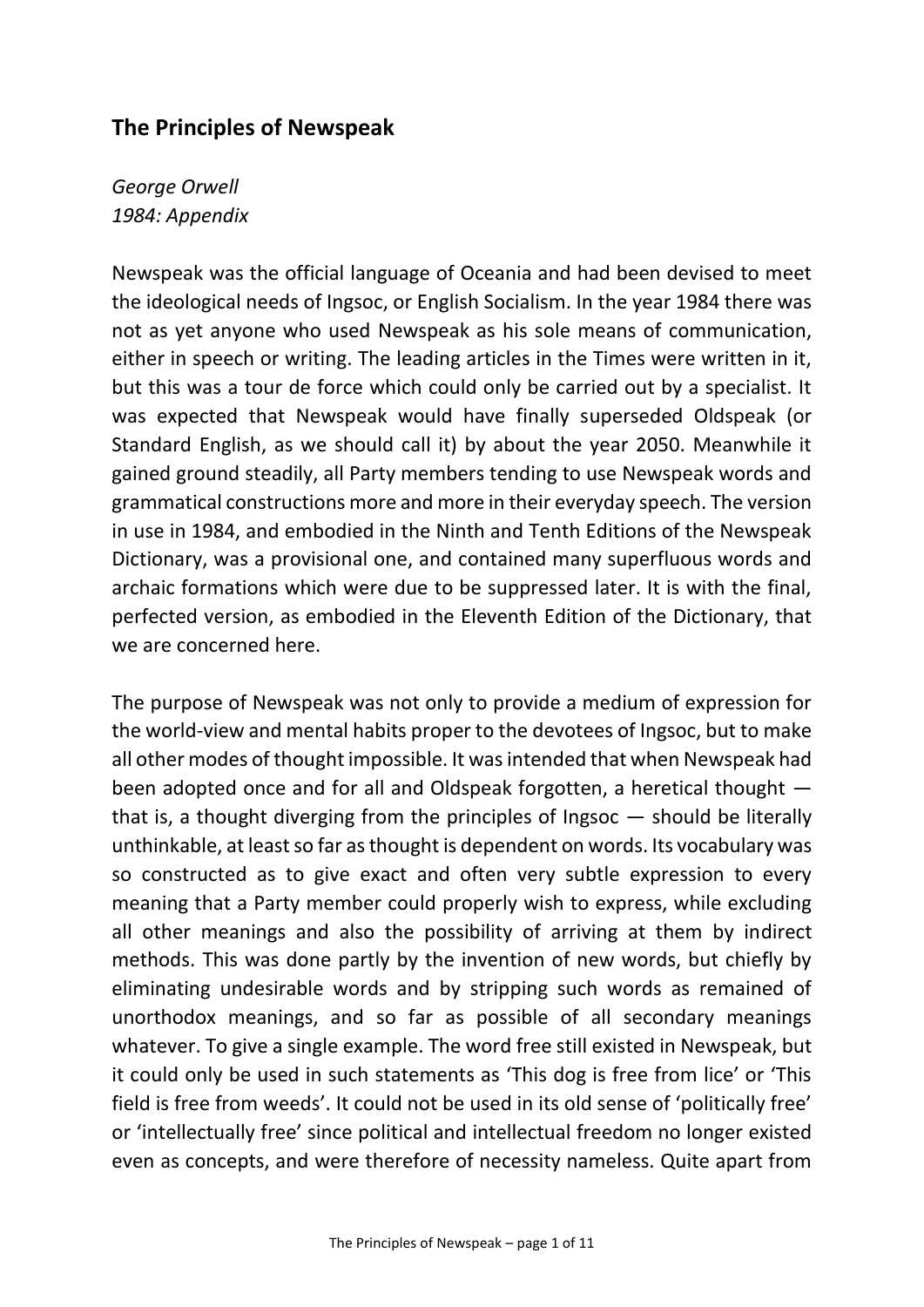## The Principles of Newspeak

*George Orwell*
*1984: Appendix*

Newspeak was the official language of Oceania and had been devised to meet the ideological needs of Ingsoc, or English Socialism. In the year 1984 there was not as yet anyone who used Newspeak as his sole means of communication, either in speech or writing. The leading articles in the Times were written in it, but this was a tour de force which could only be carried out by a specialist. It was expected that Newspeak would have finally superseded Oldspeak (or Standard English, as we should call it) by about the year 2050. Meanwhile it gained ground steadily, all Party members tending to use Newspeak words and grammatical constructions more and more in their everyday speech. The version in use in 1984, and embodied in the Ninth and Tenth Editions of the Newspeak Dictionary, was a provisional one, and contained many superfluous words and archaic formations which were due to be suppressed later. It is with the final, perfected version, as embodied in the Eleventh Edition of the Dictionary, that we are concerned here.

The purpose of Newspeak was not only to provide a medium of expression for the world-view and mental habits proper to the devotees of Ingsoc, but to make all other modes of thought impossible. It was intended that when Newspeak had been adopted once and for all and Oldspeak forgotten, a heretical thought — that is, a thought diverging from the principles of Ingsoc — should be literally unthinkable, at least so far as thought is dependent on words. Its vocabulary was so constructed as to give exact and often very subtle expression to every meaning that a Party member could properly wish to express, while excluding all other meanings and also the possibility of arriving at them by indirect methods. This was done partly by the invention of new words, but chiefly by eliminating undesirable words and by stripping such words as remained of unorthodox meanings, and so far as possible of all secondary meanings whatever. To give a single example. The word free still existed in Newspeak, but it could only be used in such statements as 'This dog is free from lice' or 'This field is free from weeds'. It could not be used in its old sense of 'politically free' or 'intellectually free' since political and intellectual freedom no longer existed even as concepts, and were therefore of necessity nameless. Quite apart from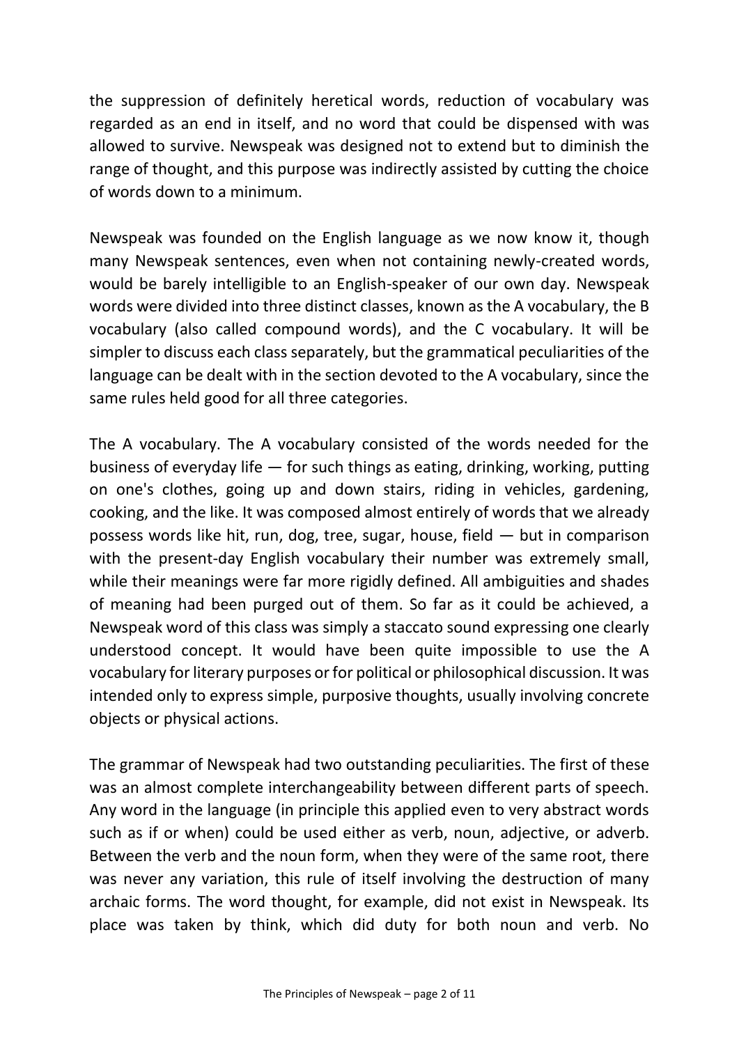the suppression of definitely heretical words, reduction of vocabulary was regarded as an end in itself, and no word that could be dispensed with was allowed to survive. Newspeak was designed not to extend but to diminish the range of thought, and this purpose was indirectly assisted by cutting the choice of words down to a minimum.

Newspeak was founded on the English language as we now know it, though many Newspeak sentences, even when not containing newly-created words, would be barely intelligible to an English-speaker of our own day. Newspeak words were divided into three distinct classes, known as the A vocabulary, the B vocabulary (also called compound words), and the C vocabulary. It will be simpler to discuss each class separately, but the grammatical peculiarities of the language can be dealt with in the section devoted to the A vocabulary, since the same rules held good for all three categories.

The A vocabulary. The A vocabulary consisted of the words needed for the business of everyday life — for such things as eating, drinking, working, putting on one's clothes, going up and down stairs, riding in vehicles, gardening, cooking, and the like. It was composed almost entirely of words that we already possess words like hit, run, dog, tree, sugar, house, field — but in comparison with the present-day English vocabulary their number was extremely small, while their meanings were far more rigidly defined. All ambiguities and shades of meaning had been purged out of them. So far as it could be achieved, a Newspeak word of this class was simply a staccato sound expressing one clearly understood concept. It would have been quite impossible to use the A vocabulary for literary purposes or for political or philosophical discussion. It was intended only to express simple, purposive thoughts, usually involving concrete objects or physical actions.

The grammar of Newspeak had two outstanding peculiarities. The first of these was an almost complete interchangeability between different parts of speech. Any word in the language (in principle this applied even to very abstract words such as if or when) could be used either as verb, noun, adjective, or adverb. Between the verb and the noun form, when they were of the same root, there was never any variation, this rule of itself involving the destruction of many archaic forms. The word thought, for example, did not exist in Newspeak. Its place was taken by think, which did duty for both noun and verb. No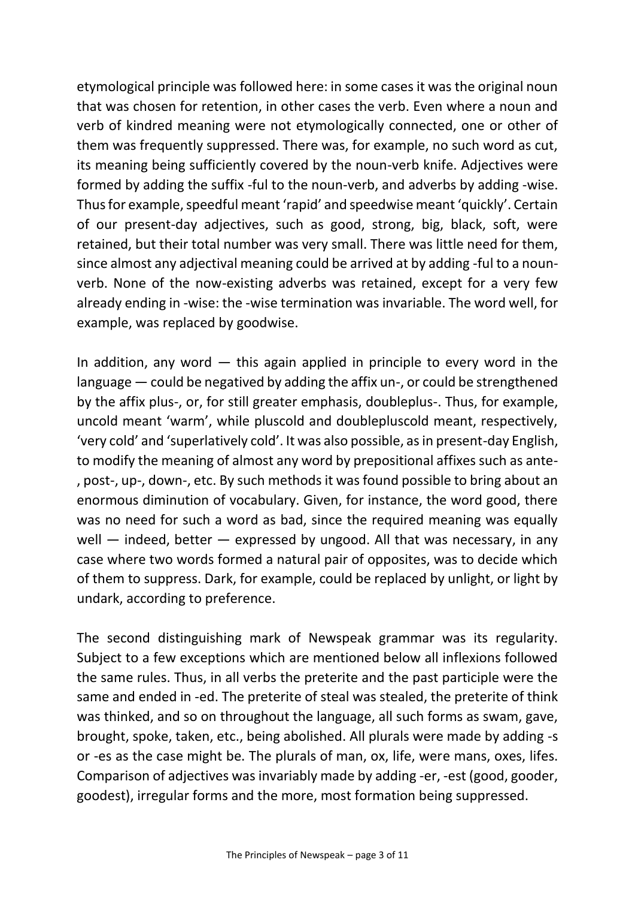etymological principle was followed here: in some cases it was the original noun that was chosen for retention, in other cases the verb. Even where a noun and verb of kindred meaning were not etymologically connected, one or other of them was frequently suppressed. There was, for example, no such word as cut, its meaning being sufficiently covered by the noun-verb knife. Adjectives were formed by adding the suffix -ful to the noun-verb, and adverbs by adding -wise. Thus for example, speedful meant 'rapid' and speedwise meant 'quickly'. Certain of our present-day adjectives, such as good, strong, big, black, soft, were retained, but their total number was very small. There was little need for them, since almost any adjectival meaning could be arrived at by adding -ful to a noun-verb. None of the now-existing adverbs was retained, except for a very few already ending in -wise: the -wise termination was invariable. The word well, for example, was replaced by goodwise.

In addition, any word — this again applied in principle to every word in the language — could be negatived by adding the affix un-, or could be strengthened by the affix plus-, or, for still greater emphasis, doubleplus-. Thus, for example, uncold meant 'warm', while pluscold and doublepluscold meant, respectively, 'very cold' and 'superlatively cold'. It was also possible, as in present-day English, to modify the meaning of almost any word by prepositional affixes such as ante-, post-, up-, down-, etc. By such methods it was found possible to bring about an enormous diminution of vocabulary. Given, for instance, the word good, there was no need for such a word as bad, since the required meaning was equally well — indeed, better — expressed by ungood. All that was necessary, in any case where two words formed a natural pair of opposites, was to decide which of them to suppress. Dark, for example, could be replaced by unlight, or light by undark, according to preference.

The second distinguishing mark of Newspeak grammar was its regularity. Subject to a few exceptions which are mentioned below all inflexions followed the same rules. Thus, in all verbs the preterite and the past participle were the same and ended in -ed. The preterite of steal was stealed, the preterite of think was thinked, and so on throughout the language, all such forms as swam, gave, brought, spoke, taken, etc., being abolished. All plurals were made by adding -s or -es as the case might be. The plurals of man, ox, life, were mans, oxes, lifes. Comparison of adjectives was invariably made by adding -er, -est (good, gooder, goodest), irregular forms and the more, most formation being suppressed.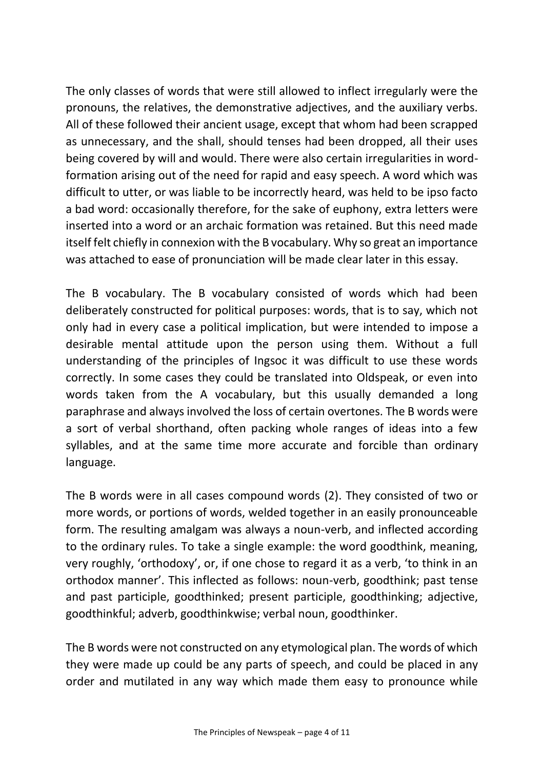The only classes of words that were still allowed to inflect irregularly were the pronouns, the relatives, the demonstrative adjectives, and the auxiliary verbs. All of these followed their ancient usage, except that whom had been scrapped as unnecessary, and the shall, should tenses had been dropped, all their uses being covered by will and would. There were also certain irregularities in word-formation arising out of the need for rapid and easy speech. A word which was difficult to utter, or was liable to be incorrectly heard, was held to be ipso facto a bad word: occasionally therefore, for the sake of euphony, extra letters were inserted into a word or an archaic formation was retained. But this need made itself felt chiefly in connexion with the B vocabulary. Why so great an importance was attached to ease of pronunciation will be made clear later in this essay.

The B vocabulary. The B vocabulary consisted of words which had been deliberately constructed for political purposes: words, that is to say, which not only had in every case a political implication, but were intended to impose a desirable mental attitude upon the person using them. Without a full understanding of the principles of Ingsoc it was difficult to use these words correctly. In some cases they could be translated into Oldspeak, or even into words taken from the A vocabulary, but this usually demanded a long paraphrase and always involved the loss of certain overtones. The B words were a sort of verbal shorthand, often packing whole ranges of ideas into a few syllables, and at the same time more accurate and forcible than ordinary language.

The B words were in all cases compound words (2). They consisted of two or more words, or portions of words, welded together in an easily pronounceable form. The resulting amalgam was always a noun-verb, and inflected according to the ordinary rules. To take a single example: the word goodthink, meaning, very roughly, 'orthodoxy', or, if one chose to regard it as a verb, 'to think in an orthodox manner'. This inflected as follows: noun-verb, goodthink; past tense and past participle, goodthinked; present participle, goodthinking; adjective, goodthinkful; adverb, goodthinkwise; verbal noun, goodthinker.

The B words were not constructed on any etymological plan. The words of which they were made up could be any parts of speech, and could be placed in any order and mutilated in any way which made them easy to pronounce while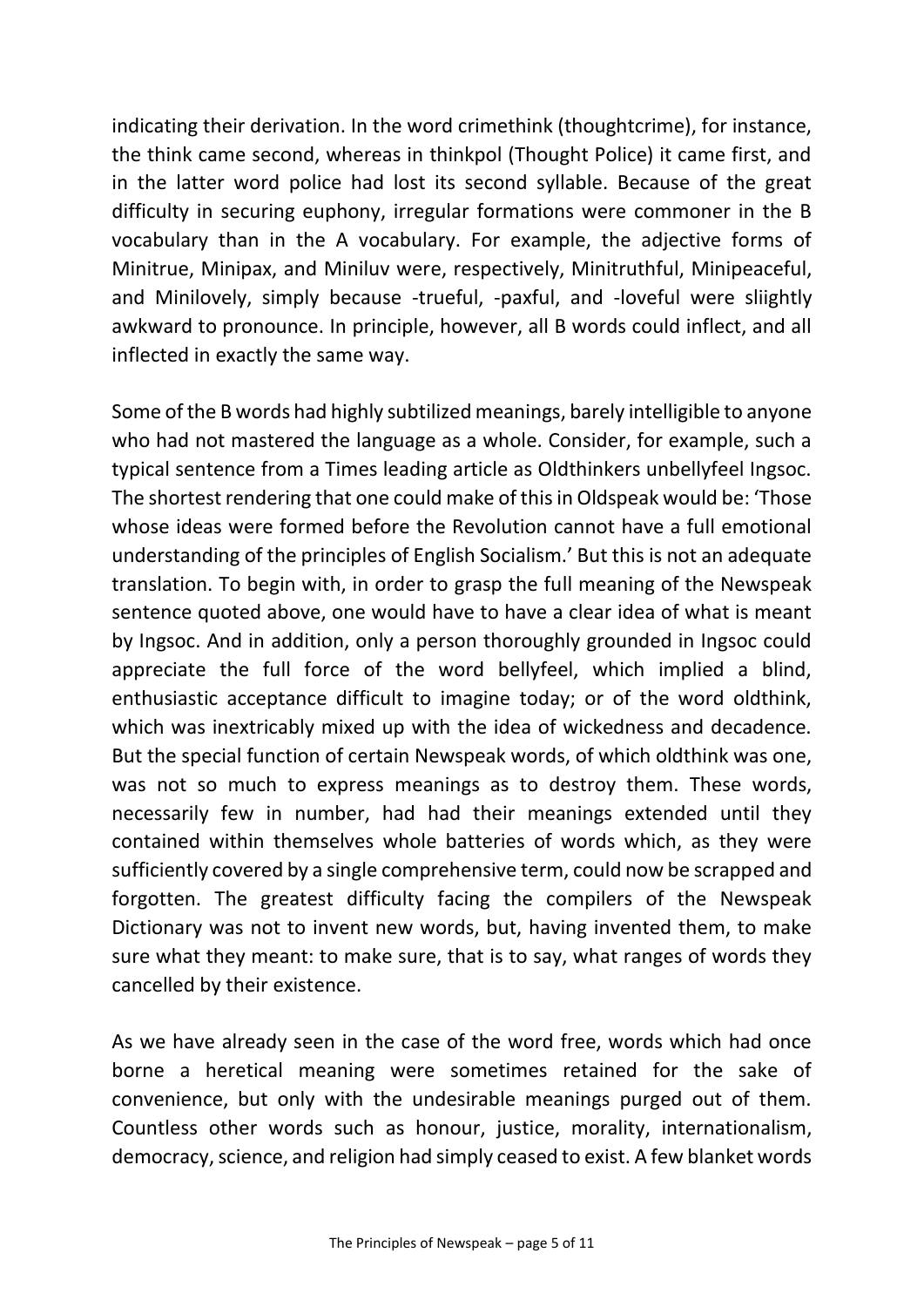indicating their derivation. In the word crimethink (thoughtcrime), for instance, the think came second, whereas in thinkpol (Thought Police) it came first, and in the latter word police had lost its second syllable. Because of the great difficulty in securing euphony, irregular formations were commoner in the B vocabulary than in the A vocabulary. For example, the adjective forms of Minitrue, Minipax, and Miniluv were, respectively, Minitruthful, Minipeaceful, and Minilovely, simply because -trueful, -paxful, and -loveful were sliightly awkward to pronounce. In principle, however, all B words could inflect, and all inflected in exactly the same way.

Some of the B words had highly subtilized meanings, barely intelligible to anyone who had not mastered the language as a whole. Consider, for example, such a typical sentence from a Times leading article as Oldthinkers unbellyfeel Ingsoc. The shortest rendering that one could make of this in Oldspeak would be: 'Those whose ideas were formed before the Revolution cannot have a full emotional understanding of the principles of English Socialism.' But this is not an adequate translation. To begin with, in order to grasp the full meaning of the Newspeak sentence quoted above, one would have to have a clear idea of what is meant by Ingsoc. And in addition, only a person thoroughly grounded in Ingsoc could appreciate the full force of the word bellyfeel, which implied a blind, enthusiastic acceptance difficult to imagine today; or of the word oldthink, which was inextricably mixed up with the idea of wickedness and decadence. But the special function of certain Newspeak words, of which oldthink was one, was not so much to express meanings as to destroy them. These words, necessarily few in number, had had their meanings extended until they contained within themselves whole batteries of words which, as they were sufficiently covered by a single comprehensive term, could now be scrapped and forgotten. The greatest difficulty facing the compilers of the Newspeak Dictionary was not to invent new words, but, having invented them, to make sure what they meant: to make sure, that is to say, what ranges of words they cancelled by their existence.

As we have already seen in the case of the word free, words which had once borne a heretical meaning were sometimes retained for the sake of convenience, but only with the undesirable meanings purged out of them. Countless other words such as honour, justice, morality, internationalism, democracy, science, and religion had simply ceased to exist. A few blanket words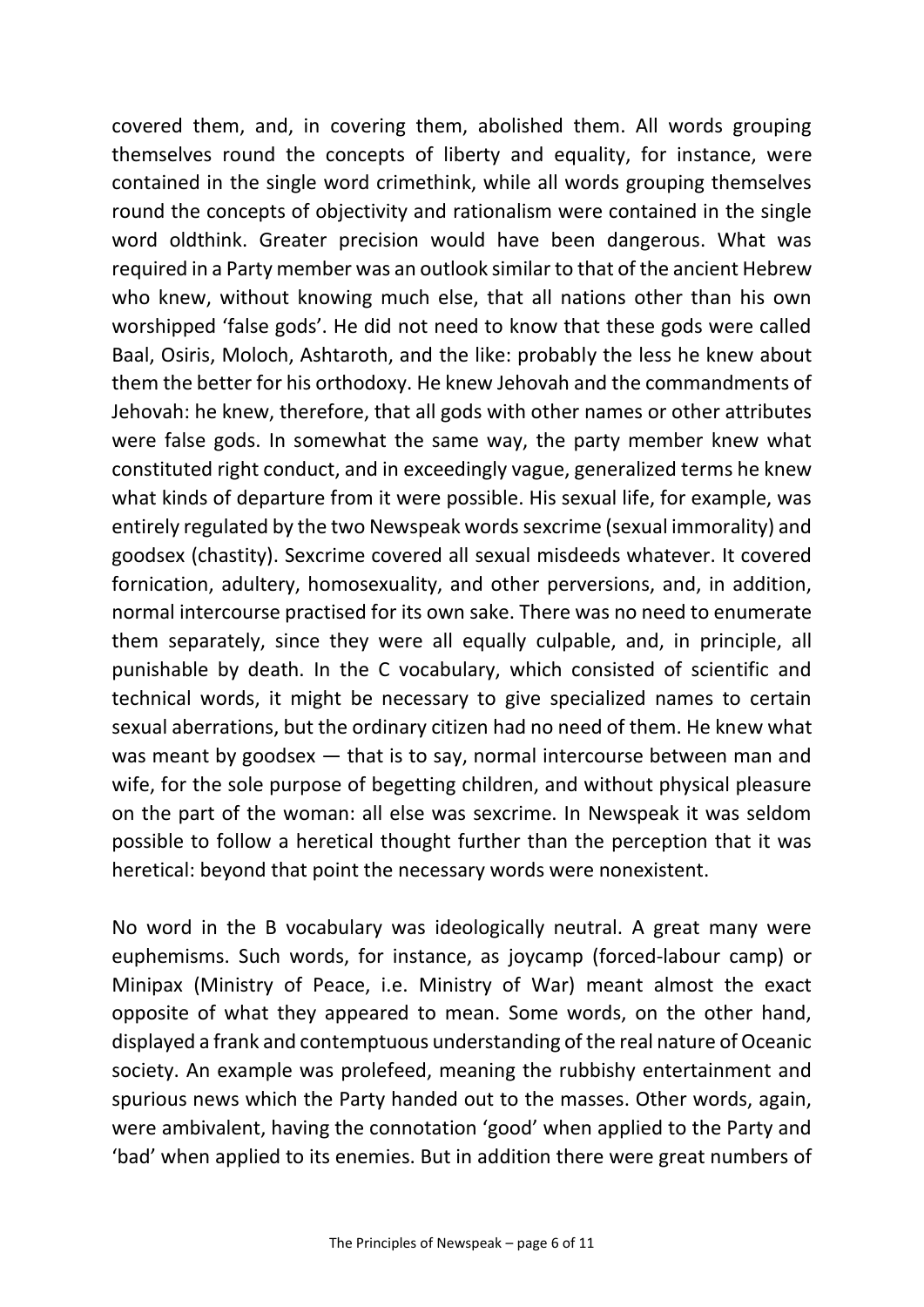covered them, and, in covering them, abolished them. All words grouping themselves round the concepts of liberty and equality, for instance, were contained in the single word crimethink, while all words grouping themselves round the concepts of objectivity and rationalism were contained in the single word oldthink. Greater precision would have been dangerous. What was required in a Party member was an outlook similar to that of the ancient Hebrew who knew, without knowing much else, that all nations other than his own worshipped 'false gods'. He did not need to know that these gods were called Baal, Osiris, Moloch, Ashtaroth, and the like: probably the less he knew about them the better for his orthodoxy. He knew Jehovah and the commandments of Jehovah: he knew, therefore, that all gods with other names or other attributes were false gods. In somewhat the same way, the party member knew what constituted right conduct, and in exceedingly vague, generalized terms he knew what kinds of departure from it were possible. His sexual life, for example, was entirely regulated by the two Newspeak words sexcrime (sexual immorality) and goodsex (chastity). Sexcrime covered all sexual misdeeds whatever. It covered fornication, adultery, homosexuality, and other perversions, and, in addition, normal intercourse practised for its own sake. There was no need to enumerate them separately, since they were all equally culpable, and, in principle, all punishable by death. In the C vocabulary, which consisted of scientific and technical words, it might be necessary to give specialized names to certain sexual aberrations, but the ordinary citizen had no need of them. He knew what was meant by goodsex — that is to say, normal intercourse between man and wife, for the sole purpose of begetting children, and without physical pleasure on the part of the woman: all else was sexcrime. In Newspeak it was seldom possible to follow a heretical thought further than the perception that it was heretical: beyond that point the necessary words were nonexistent.

No word in the B vocabulary was ideologically neutral. A great many were euphemisms. Such words, for instance, as joycamp (forced-labour camp) or Minipax (Ministry of Peace, i.e. Ministry of War) meant almost the exact opposite of what they appeared to mean. Some words, on the other hand, displayed a frank and contemptuous understanding of the real nature of Oceanic society. An example was prolefeed, meaning the rubbishy entertainment and spurious news which the Party handed out to the masses. Other words, again, were ambivalent, having the connotation 'good' when applied to the Party and 'bad' when applied to its enemies. But in addition there were great numbers of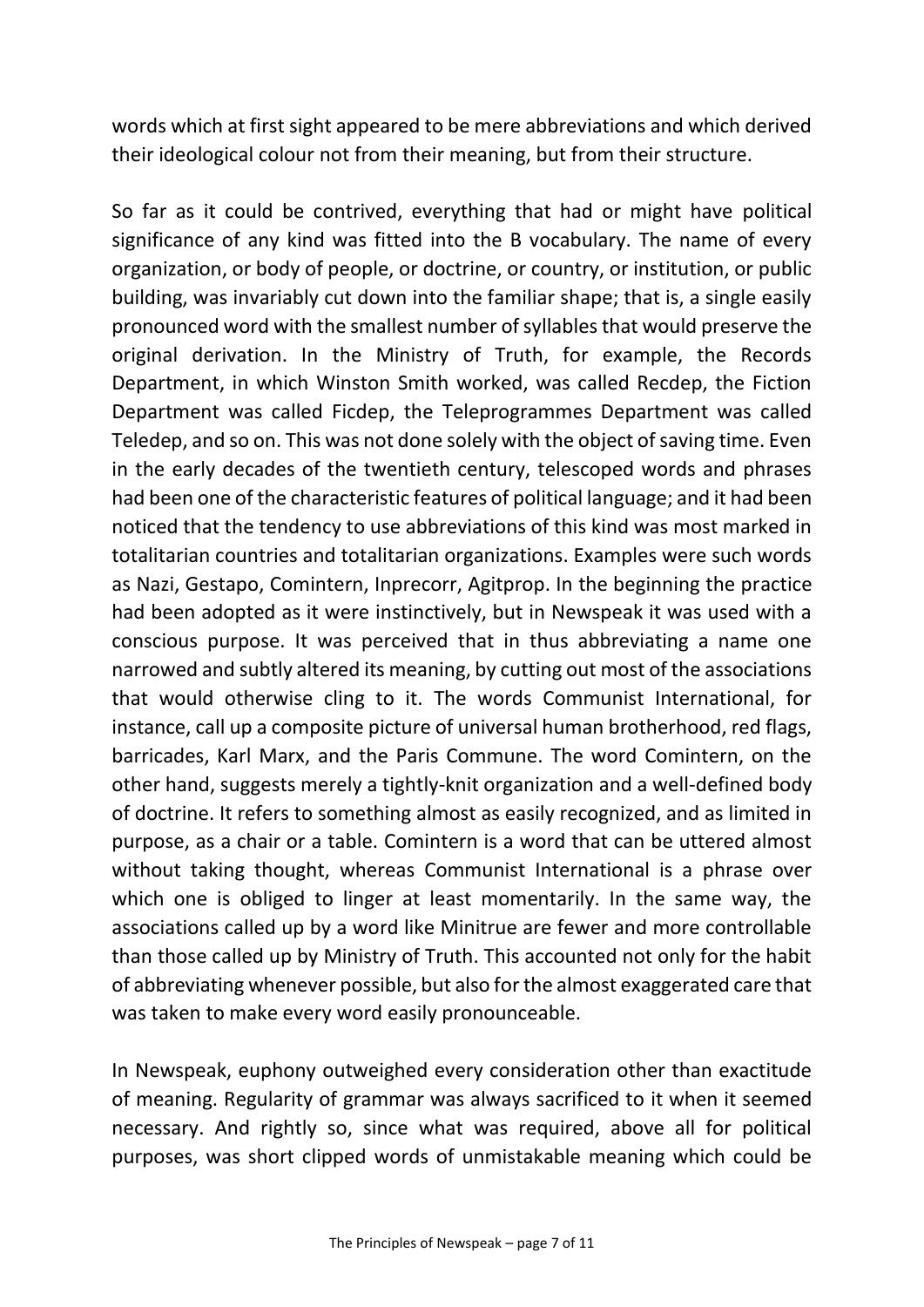words which at first sight appeared to be mere abbreviations and which derived their ideological colour not from their meaning, but from their structure.

So far as it could be contrived, everything that had or might have political significance of any kind was fitted into the B vocabulary. The name of every organization, or body of people, or doctrine, or country, or institution, or public building, was invariably cut down into the familiar shape; that is, a single easily pronounced word with the smallest number of syllables that would preserve the original derivation. In the Ministry of Truth, for example, the Records Department, in which Winston Smith worked, was called Recdep, the Fiction Department was called Ficdep, the Teleprogrammes Department was called Teledep, and so on. This was not done solely with the object of saving time. Even in the early decades of the twentieth century, telescoped words and phrases had been one of the characteristic features of political language; and it had been noticed that the tendency to use abbreviations of this kind was most marked in totalitarian countries and totalitarian organizations. Examples were such words as Nazi, Gestapo, Comintern, Inprecorr, Agitprop. In the beginning the practice had been adopted as it were instinctively, but in Newspeak it was used with a conscious purpose. It was perceived that in thus abbreviating a name one narrowed and subtly altered its meaning, by cutting out most of the associations that would otherwise cling to it. The words Communist International, for instance, call up a composite picture of universal human brotherhood, red flags, barricades, Karl Marx, and the Paris Commune. The word Comintern, on the other hand, suggests merely a tightly-knit organization and a well-defined body of doctrine. It refers to something almost as easily recognized, and as limited in purpose, as a chair or a table. Comintern is a word that can be uttered almost without taking thought, whereas Communist International is a phrase over which one is obliged to linger at least momentarily. In the same way, the associations called up by a word like Minitrue are fewer and more controllable than those called up by Ministry of Truth. This accounted not only for the habit of abbreviating whenever possible, but also for the almost exaggerated care that was taken to make every word easily pronounceable.

In Newspeak, euphony outweighed every consideration other than exactitude of meaning. Regularity of grammar was always sacrificed to it when it seemed necessary. And rightly so, since what was required, above all for political purposes, was short clipped words of unmistakable meaning which could be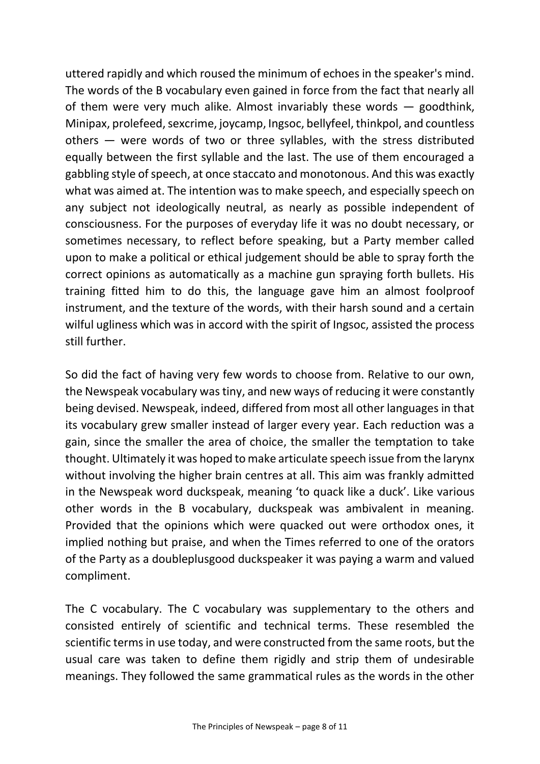uttered rapidly and which roused the minimum of echoes in the speaker's mind. The words of the B vocabulary even gained in force from the fact that nearly all of them were very much alike. Almost invariably these words — goodthink, Minipax, prolefeed, sexcrime, joycamp, Ingsoc, bellyfeel, thinkpol, and countless others — were words of two or three syllables, with the stress distributed equally between the first syllable and the last. The use of them encouraged a gabbling style of speech, at once staccato and monotonous. And this was exactly what was aimed at. The intention was to make speech, and especially speech on any subject not ideologically neutral, as nearly as possible independent of consciousness. For the purposes of everyday life it was no doubt necessary, or sometimes necessary, to reflect before speaking, but a Party member called upon to make a political or ethical judgement should be able to spray forth the correct opinions as automatically as a machine gun spraying forth bullets. His training fitted him to do this, the language gave him an almost foolproof instrument, and the texture of the words, with their harsh sound and a certain wilful ugliness which was in accord with the spirit of Ingsoc, assisted the process still further.

So did the fact of having very few words to choose from. Relative to our own, the Newspeak vocabulary was tiny, and new ways of reducing it were constantly being devised. Newspeak, indeed, differed from most all other languages in that its vocabulary grew smaller instead of larger every year. Each reduction was a gain, since the smaller the area of choice, the smaller the temptation to take thought. Ultimately it was hoped to make articulate speech issue from the larynx without involving the higher brain centres at all. This aim was frankly admitted in the Newspeak word duckspeak, meaning 'to quack like a duck'. Like various other words in the B vocabulary, duckspeak was ambivalent in meaning. Provided that the opinions which were quacked out were orthodox ones, it implied nothing but praise, and when the Times referred to one of the orators of the Party as a doubleplusgood duckspeaker it was paying a warm and valued compliment.

The C vocabulary. The C vocabulary was supplementary to the others and consisted entirely of scientific and technical terms. These resembled the scientific terms in use today, and were constructed from the same roots, but the usual care was taken to define them rigidly and strip them of undesirable meanings. They followed the same grammatical rules as the words in the other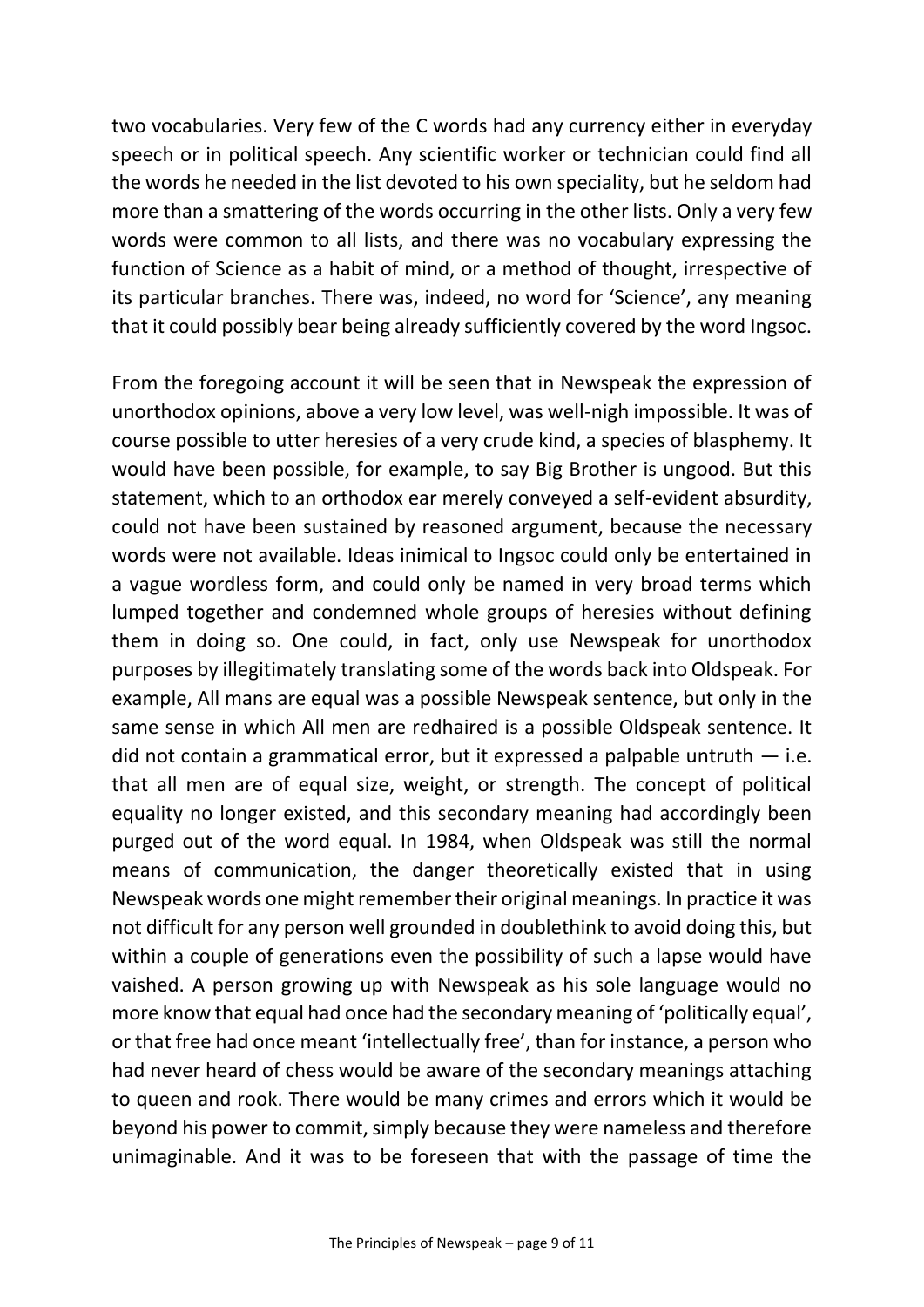two vocabularies. Very few of the C words had any currency either in everyday speech or in political speech. Any scientific worker or technician could find all the words he needed in the list devoted to his own speciality, but he seldom had more than a smattering of the words occurring in the other lists. Only a very few words were common to all lists, and there was no vocabulary expressing the function of Science as a habit of mind, or a method of thought, irrespective of its particular branches. There was, indeed, no word for 'Science', any meaning that it could possibly bear being already sufficiently covered by the word Ingsoc.

From the foregoing account it will be seen that in Newspeak the expression of unorthodox opinions, above a very low level, was well-nigh impossible. It was of course possible to utter heresies of a very crude kind, a species of blasphemy. It would have been possible, for example, to say Big Brother is ungood. But this statement, which to an orthodox ear merely conveyed a self-evident absurdity, could not have been sustained by reasoned argument, because the necessary words were not available. Ideas inimical to Ingsoc could only be entertained in a vague wordless form, and could only be named in very broad terms which lumped together and condemned whole groups of heresies without defining them in doing so. One could, in fact, only use Newspeak for unorthodox purposes by illegitimately translating some of the words back into Oldspeak. For example, All mans are equal was a possible Newspeak sentence, but only in the same sense in which All men are redhaired is a possible Oldspeak sentence. It did not contain a grammatical error, but it expressed a palpable untruth — i.e. that all men are of equal size, weight, or strength. The concept of political equality no longer existed, and this secondary meaning had accordingly been purged out of the word equal. In 1984, when Oldspeak was still the normal means of communication, the danger theoretically existed that in using Newspeak words one might remember their original meanings. In practice it was not difficult for any person well grounded in doublethink to avoid doing this, but within a couple of generations even the possibility of such a lapse would have vaished. A person growing up with Newspeak as his sole language would no more know that equal had once had the secondary meaning of 'politically equal', or that free had once meant 'intellectually free', than for instance, a person who had never heard of chess would be aware of the secondary meanings attaching to queen and rook. There would be many crimes and errors which it would be beyond his power to commit, simply because they were nameless and therefore unimaginable. And it was to be foreseen that with the passage of time the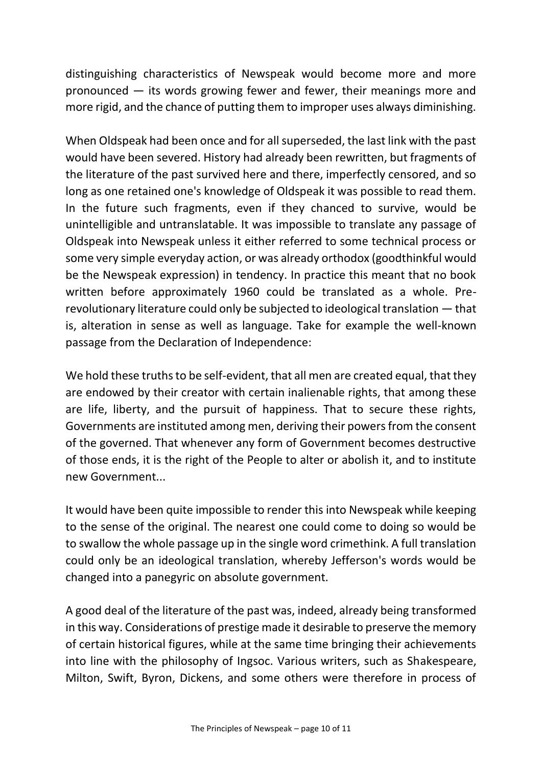distinguishing characteristics of Newspeak would become more and more pronounced — its words growing fewer and fewer, their meanings more and more rigid, and the chance of putting them to improper uses always diminishing.

When Oldspeak had been once and for all superseded, the last link with the past would have been severed. History had already been rewritten, but fragments of the literature of the past survived here and there, imperfectly censored, and so long as one retained one's knowledge of Oldspeak it was possible to read them. In the future such fragments, even if they chanced to survive, would be unintelligible and untranslatable. It was impossible to translate any passage of Oldspeak into Newspeak unless it either referred to some technical process or some very simple everyday action, or was already orthodox (goodthinkful would be the Newspeak expression) in tendency. In practice this meant that no book written before approximately 1960 could be translated as a whole. Pre-revolutionary literature could only be subjected to ideological translation — that is, alteration in sense as well as language. Take for example the well-known passage from the Declaration of Independence:

We hold these truths to be self-evident, that all men are created equal, that they are endowed by their creator with certain inalienable rights, that among these are life, liberty, and the pursuit of happiness. That to secure these rights, Governments are instituted among men, deriving their powers from the consent of the governed. That whenever any form of Government becomes destructive of those ends, it is the right of the People to alter or abolish it, and to institute new Government...

It would have been quite impossible to render this into Newspeak while keeping to the sense of the original. The nearest one could come to doing so would be to swallow the whole passage up in the single word crimethink. A full translation could only be an ideological translation, whereby Jefferson's words would be changed into a panegyric on absolute government.

A good deal of the literature of the past was, indeed, already being transformed in this way. Considerations of prestige made it desirable to preserve the memory of certain historical figures, while at the same time bringing their achievements into line with the philosophy of Ingsoc. Various writers, such as Shakespeare, Milton, Swift, Byron, Dickens, and some others were therefore in process of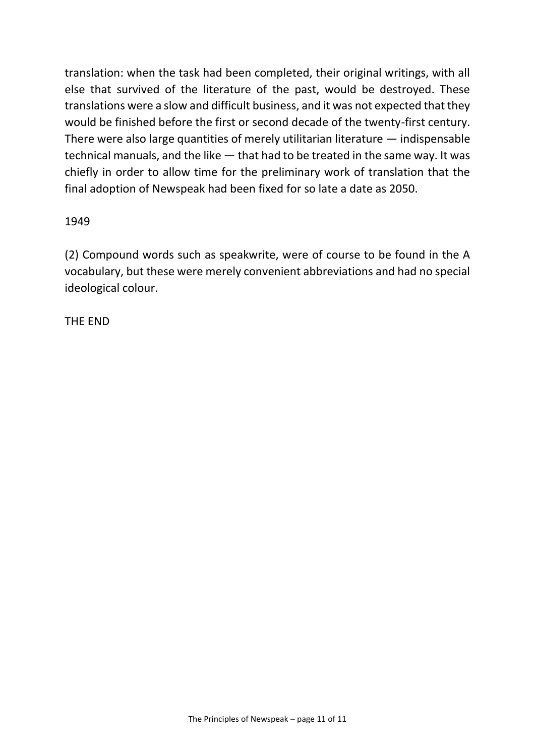translation: when the task had been completed, their original writings, with all else that survived of the literature of the past, would be destroyed. These translations were a slow and difficult business, and it was not expected that they would be finished before the first or second decade of the twenty-first century. There were also large quantities of merely utilitarian literature — indispensable technical manuals, and the like — that had to be treated in the same way. It was chiefly in order to allow time for the preliminary work of translation that the final adoption of Newspeak had been fixed for so late a date as 2050.

1949

(2) Compound words such as speakwrite, were of course to be found in the A vocabulary, but these were merely convenient abbreviations and had no special ideological colour.

THE END